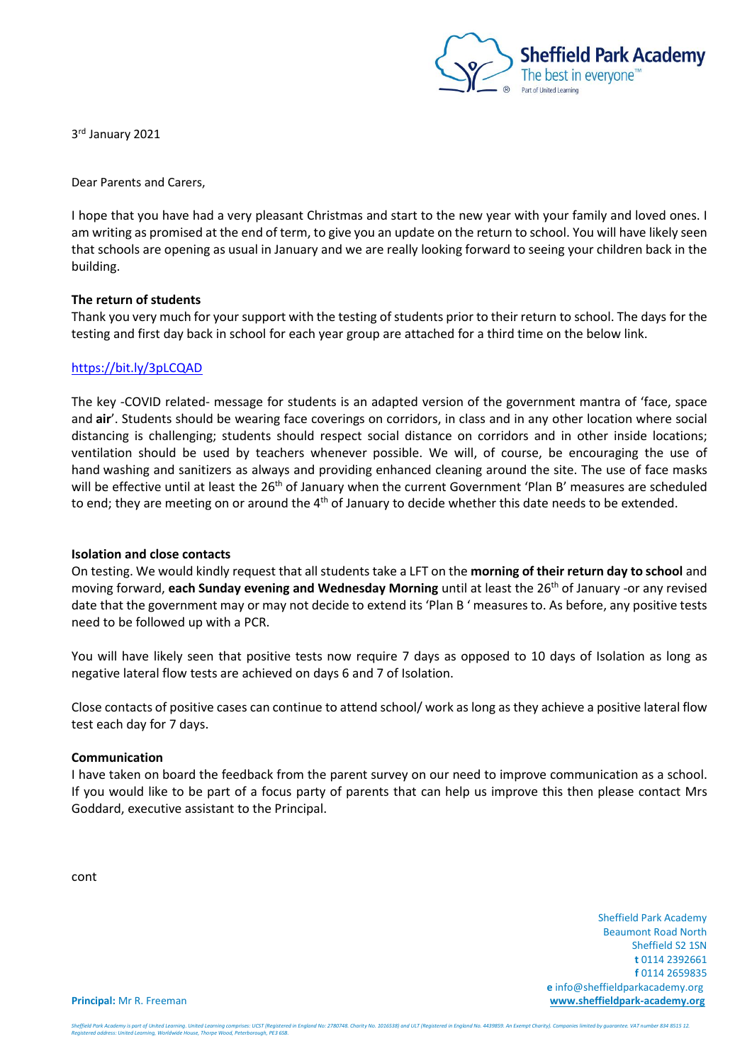Sheffield Park Academy
The best in everyone™
Part of United Learning

3rd January 2021

Dear Parents and Carers,

I hope that you have had a very pleasant Christmas and start to the new year with your family and loved ones. I am writing as promised at the end of term, to give you an update on the return to school. You will have likely seen that schools are opening as usual in January and we are really looking forward to seeing your children back in the building.

**The return of students**

Thank you very much for your support with the testing of students prior to their return to school. The days for the testing and first day back in school for each year group are attached for a third time on the below link.

https://bit.ly/3pLCQAD

The key -COVID related- message for students is an adapted version of the government mantra of 'face, space and **air**'. Students should be wearing face coverings on corridors, in class and in any other location where social distancing is challenging; students should respect social distance on corridors and in other inside locations; ventilation should be used by teachers whenever possible. We will, of course, be encouraging the use of hand washing and sanitizers as always and providing enhanced cleaning around the site. The use of face masks will be effective until at least the 26th of January when the current Government 'Plan B' measures are scheduled to end; they are meeting on or around the 4th of January to decide whether this date needs to be extended.

**Isolation and close contacts**

On testing. We would kindly request that all students take a LFT on the **morning of their return day to school** and moving forward, **each Sunday evening and Wednesday Morning** until at least the 26th of January -or any revised date that the government may or may not decide to extend its 'Plan B ' measures to. As before, any positive tests need to be followed up with a PCR.

You will have likely seen that positive tests now require 7 days as opposed to 10 days of Isolation as long as negative lateral flow tests are achieved on days 6 and 7 of Isolation.

Close contacts of positive cases can continue to attend school/ work as long as they achieve a positive lateral flow test each day for 7 days.

**Communication**

I have taken on board the feedback from the parent survey on our need to improve communication as a school. If you would like to be part of a focus party of parents that can help us improve this then please contact Mrs Goddard, executive assistant to the Principal.

cont

Sheffield Park Academy
Beaumont Road North
Sheffield S2 1SN
**t** 0114 2392661
**f** 0114 2659835
**e** info@sheffieldparkacademy.org
**www.sheffieldpark-academy.org**

**Principal:** Mr R. Freeman

*Sheffield Park Academy is part of United Learning. United Learning comprises: UCST (Registered in England No: 2780748. Charity No. 1016538) and ULT (Registered in England No. 4439859. An Exempt Charity). Companies limited by guarantee. VAT number 834 8515 12. Registered address: United Learning, Worldwide House, Thorpe Wood, Peterborough, PE3 6SB.*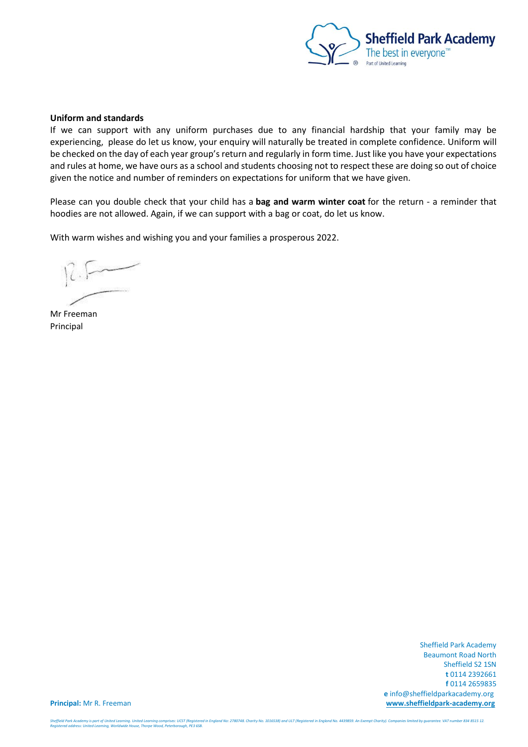**Uniform and standards**

If we can support with any uniform purchases due to any financial hardship that your family may be experiencing, please do let us know, your enquiry will naturally be treated in complete confidence. Uniform will be checked on the day of each year group's return and regularly in form time. Just like you have your expectations and rules at home, we have ours as a school and students choosing not to respect these are doing so out of choice given the notice and number of reminders on expectations for uniform that we have given.

Please can you double check that your child has a **bag and warm winter coat** for the return - a reminder that hoodies are not allowed. Again, if we can support with a bag or coat, do let us know.

With warm wishes and wishing you and your families a prosperous 2022.

Mr Freeman
Principal